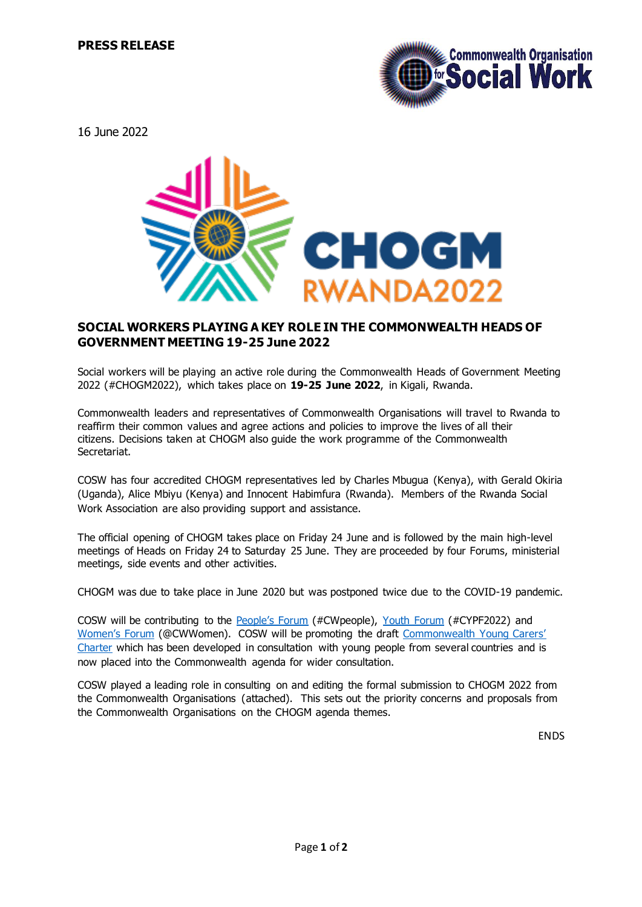**PRESS RELEASE**

16 June 2022

## SOCIAL WORKERS PLAYING A KEY ROLE IN THE COMMONWEALTH HEADS OF GOVERNMENT MEETING 19-25 June 2022

Social workers will be playing an active role during the Commonwealth Heads of Government Meeting 2022 (#CHOGM2022), which takes place on **19-25 June 2022**, in Kigali, Rwanda.

Commonwealth leaders and representatives of Commonwealth Organisations will travel to Rwanda to reaffirm their common values and agree actions and policies to improve the lives of all their citizens. Decisions taken at CHOGM also guide the work programme of the Commonwealth Secretariat.

COSW has four accredited CHOGM representatives led by Charles Mbugua (Kenya), with Gerald Okiria (Uganda), Alice Mbiyu (Kenya) and Innocent Habimfura (Rwanda). Members of the Rwanda Social Work Association are also providing support and assistance.

The official opening of CHOGM takes place on Friday 24 June and is followed by the main high-level meetings of Heads on Friday 24 to Saturday 25 June. They are proceeded by four Forums, ministerial meetings, side events and other activities.

CHOGM was due to take place in June 2020 but was postponed twice due to the COVID-19 pandemic.

COSW will be contributing to the People's Forum (#CWpeople), Youth Forum (#CYPF2022) and Women's Forum (@CWWomen). COSW will be promoting the draft Commonwealth Young Carers' Charter which has been developed in consultation with young people from several countries and is now placed into the Commonwealth agenda for wider consultation.

COSW played a leading role in consulting on and editing the formal submission to CHOGM 2022 from the Commonwealth Organisations (attached). This sets out the priority concerns and proposals from the Commonwealth Organisations on the CHOGM agenda themes.

ENDS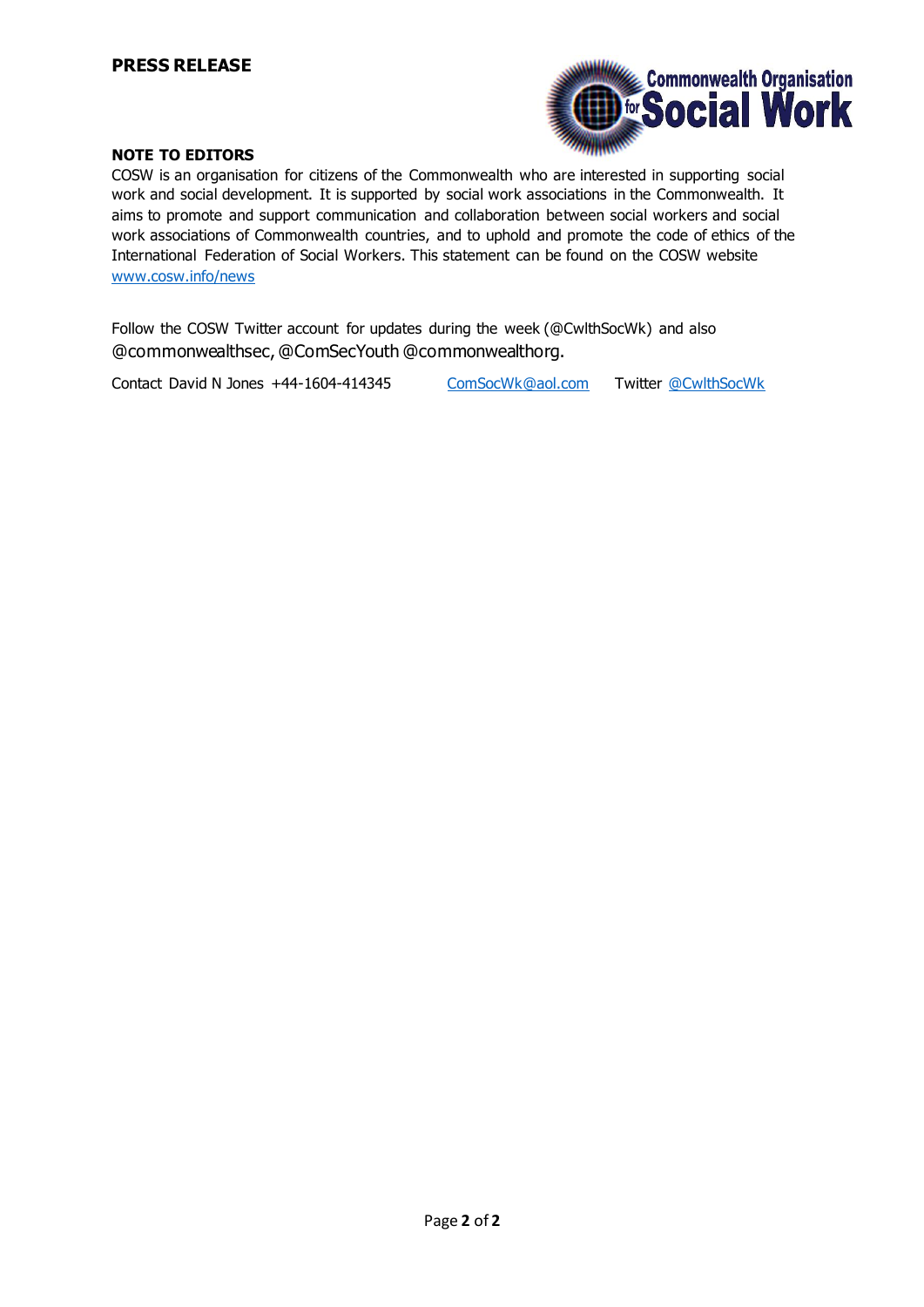**PRESS RELEASE**

**NOTE TO EDITORS**

COSW is an organisation for citizens of the Commonwealth who are interested in supporting social work and social development. It is supported by social work associations in the Commonwealth. It aims to promote and support communication and collaboration between social workers and social work associations of Commonwealth countries, and to uphold and promote the code of ethics of the International Federation of Social Workers. This statement can be found on the COSW website www.cosw.info/news

Follow the COSW Twitter account for updates during the week (@CwlthSocWk) and also @commonwealthsec, @ComSecYouth @commonwealthorg.

Contact David N Jones +44-1604-414345 ComSocWk@aol.com Twitter @CwlthSocWk